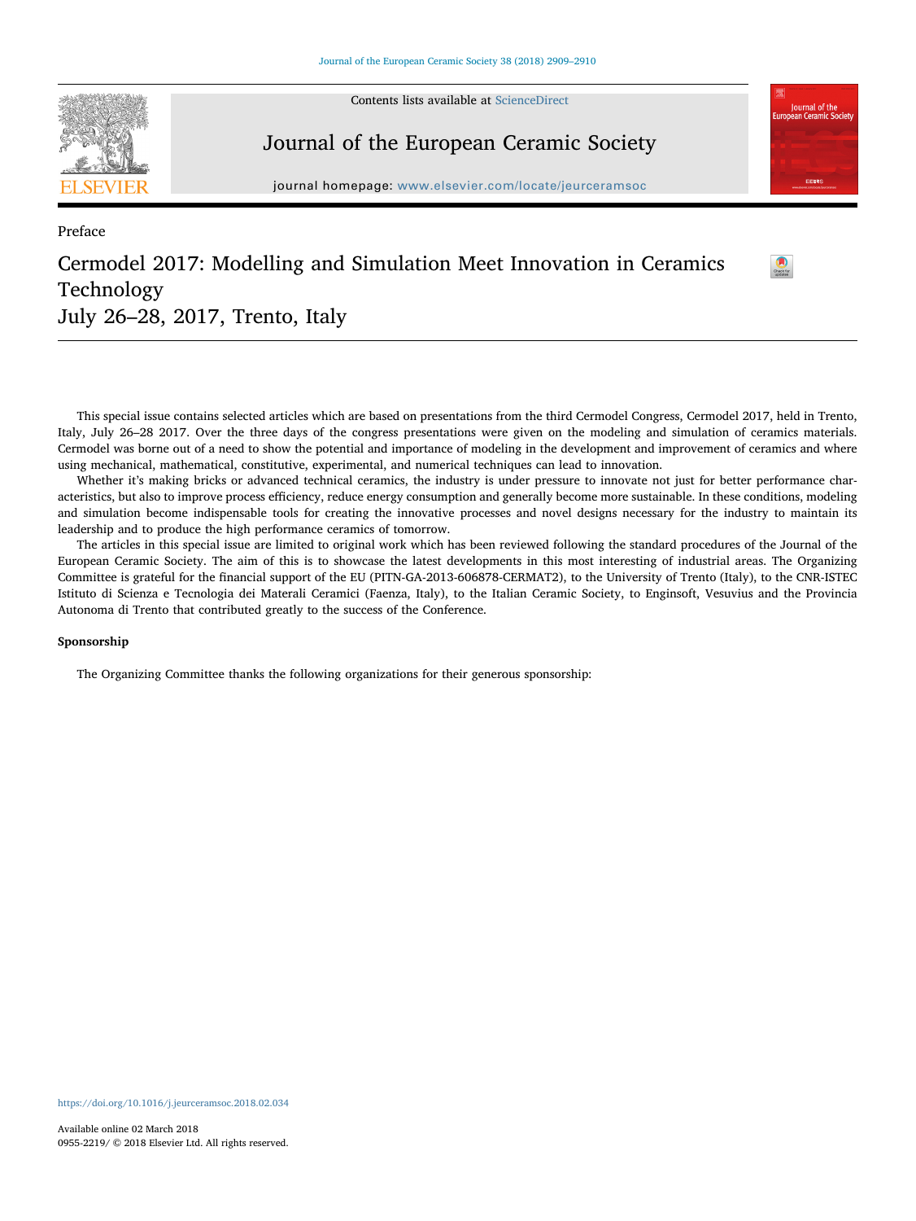Preface

# Cermodel 2017: Modelling and Simulation Meet Innovation in Ceramics Technology July 26–28, 2017, Trento, Italy

This special issue contains selected articles which are based on presentations from the third Cermodel Congress, Cermodel 2017, held in Trento, Italy, July 26–28 2017. Over the three days of the congress presentations were given on the modeling and simulation of ceramics materials. Cermodel was borne out of a need to show the potential and importance of modeling in the development and improvement of ceramics and where using mechanical, mathematical, constitutive, experimental, and numerical techniques can lead to innovation.

Whether it's making bricks or advanced technical ceramics, the industry is under pressure to innovate not just for better performance characteristics, but also to improve process efficiency, reduce energy consumption and generally become more sustainable. In these conditions, modeling and simulation become indispensable tools for creating the innovative processes and novel designs necessary for the industry to maintain its leadership and to produce the high performance ceramics of tomorrow.

The articles in this special issue are limited to original work which has been reviewed following the standard procedures of the Journal of the European Ceramic Society. The aim of this is to showcase the latest developments in this most interesting of industrial areas. The Organizing Committee is grateful for the financial support of the EU (PITN-GA-2013-606878-CERMAT2), to the University of Trento (Italy), to the CNR-ISTEC Istituto di Scienza e Tecnologia dei Materali Ceramici (Faenza, Italy), to the Italian Ceramic Society, to Enginsoft, Vesuvius and the Provincia Autonoma di Trento that contributed greatly to the success of the Conference.

### Sponsorship

The Organizing Committee thanks the following organizations for their generous sponsorship:

https://doi.org/10.1016/j.jeurceramsoc.2018.02.034

Available online 02 March 2018

0955-2219/ © 2018 Elsevier Ltd. All rights reserved.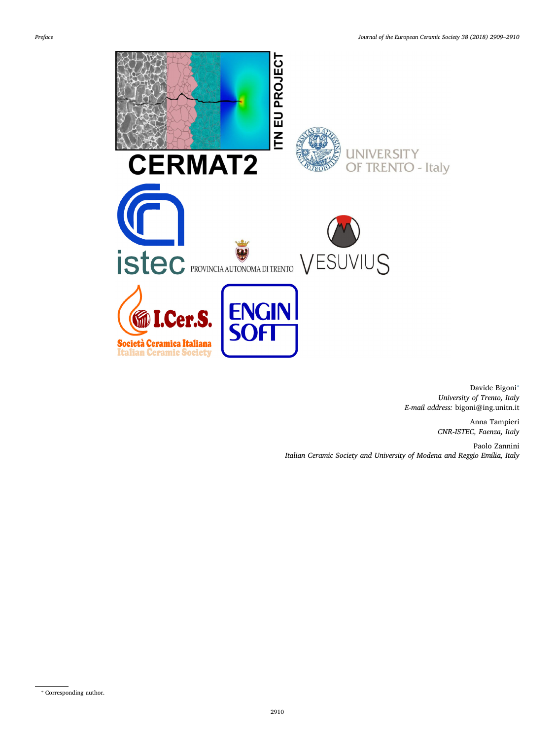Davide Bigoni*
*University of Trento, Italy*
*E-mail address:* bigoni@ing.unitn.it

Anna Tampieri
*CNR-ISTEC, Faenza, Italy*

Paolo Zannini
*Italian Ceramic Society and University of Modena and Reggio Emilia, Italy*

\* Corresponding author.